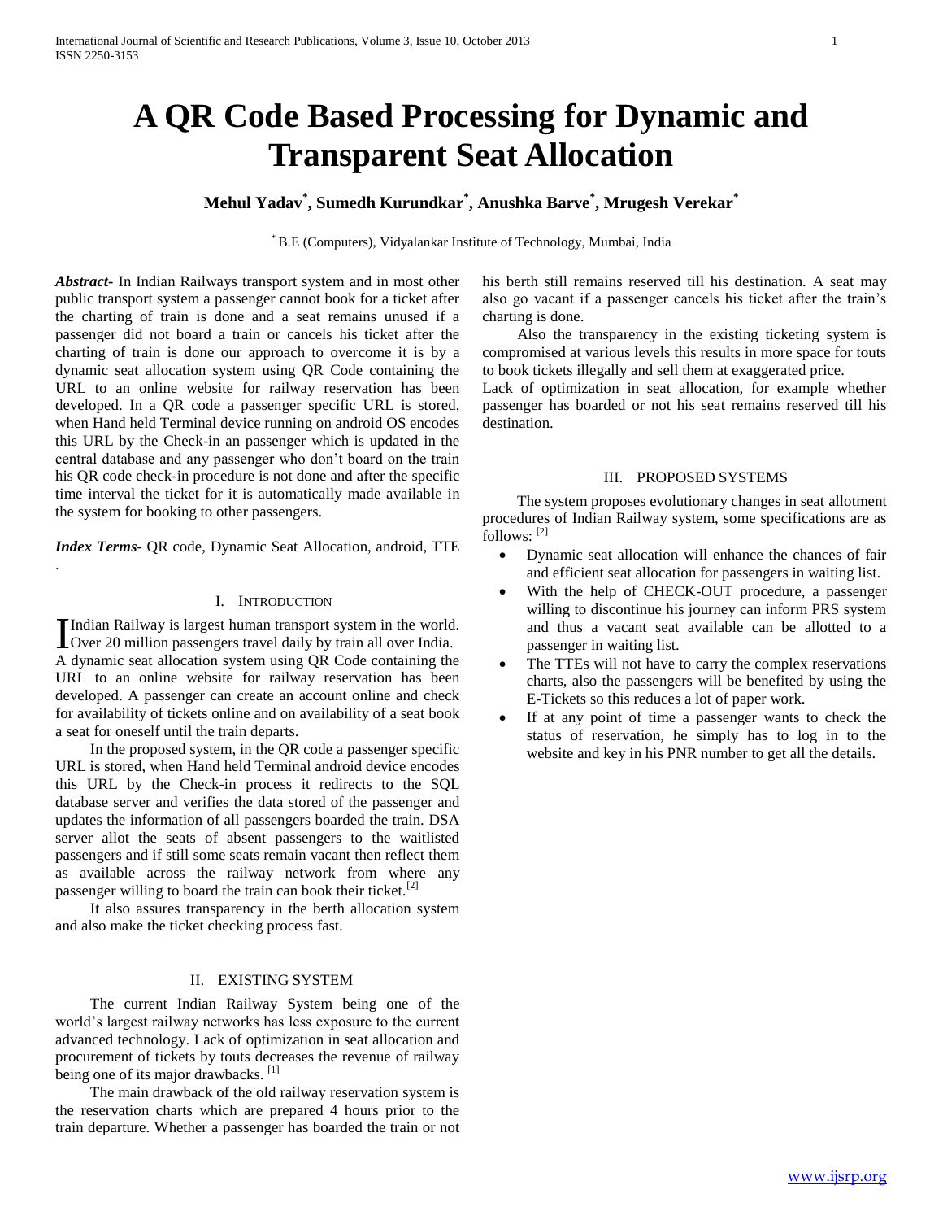# A QR Code Based Processing for Dynamic and Transparent Seat Allocation

**Mehul Yadav[*], Sumedh Kurundkar[*], Anushka Barve[*], Mrugesh Verekar[*]**

[*] B.E (Computers), Vidyalankar Institute of Technology, Mumbai, India

***Abstract***- In Indian Railways transport system and in most other public transport system a passenger cannot book for a ticket after the charting of train is done and a seat remains unused if a passenger did not board a train or cancels his ticket after the charting of train is done our approach to overcome it is by a dynamic seat allocation system using QR Code containing the URL to an online website for railway reservation has been developed. In a QR code a passenger specific URL is stored, when Hand held Terminal device running on android OS encodes this URL by the Check-in an passenger which is updated in the central database and any passenger who don't board on the train his QR code check-in procedure is not done and after the specific time interval the ticket for it is automatically made available in the system for booking to other passengers.

***Index Terms***- QR code, Dynamic Seat Allocation, android, TTE .

## I. INTRODUCTION

Indian Railway is largest human transport system in the world. Over 20 million passengers travel daily by train all over India. A dynamic seat allocation system using QR Code containing the URL to an online website for railway reservation has been developed. A passenger can create an account online and check for availability of tickets online and on availability of a seat book a seat for oneself until the train departs.

In the proposed system, in the QR code a passenger specific URL is stored, when Hand held Terminal android device encodes this URL by the Check-in process it redirects to the SQL database server and verifies the data stored of the passenger and updates the information of all passengers boarded the train. DSA server allot the seats of absent passengers to the waitlisted passengers and if still some seats remain vacant then reflect them as available across the railway network from where any passenger willing to board the train can book their ticket.[2]

It also assures transparency in the berth allocation system and also make the ticket checking process fast.

## II. EXISTING SYSTEM

The current Indian Railway System being one of the world's largest railway networks has less exposure to the current advanced technology. Lack of optimization in seat allocation and procurement of tickets by touts decreases the revenue of railway being one of its major drawbacks. [1]

The main drawback of the old railway reservation system is the reservation charts which are prepared 4 hours prior to the train departure. Whether a passenger has boarded the train or not his berth still remains reserved till his destination. A seat may also go vacant if a passenger cancels his ticket after the train's charting is done.

Also the transparency in the existing ticketing system is compromised at various levels this results in more space for touts to book tickets illegally and sell them at exaggerated price.

Lack of optimization in seat allocation, for example whether passenger has boarded or not his seat remains reserved till his destination.

## III. PROPOSED SYSTEMS

The system proposes evolutionary changes in seat allotment procedures of Indian Railway system, some specifications are as follows: [2]

- Dynamic seat allocation will enhance the chances of fair and efficient seat allocation for passengers in waiting list.
- With the help of CHECK-OUT procedure, a passenger willing to discontinue his journey can inform PRS system and thus a vacant seat available can be allotted to a passenger in waiting list.
- The TTEs will not have to carry the complex reservations charts, also the passengers will be benefited by using the E-Tickets so this reduces a lot of paper work.
- If at any point of time a passenger wants to check the status of reservation, he simply has to log in to the website and key in his PNR number to get all the details.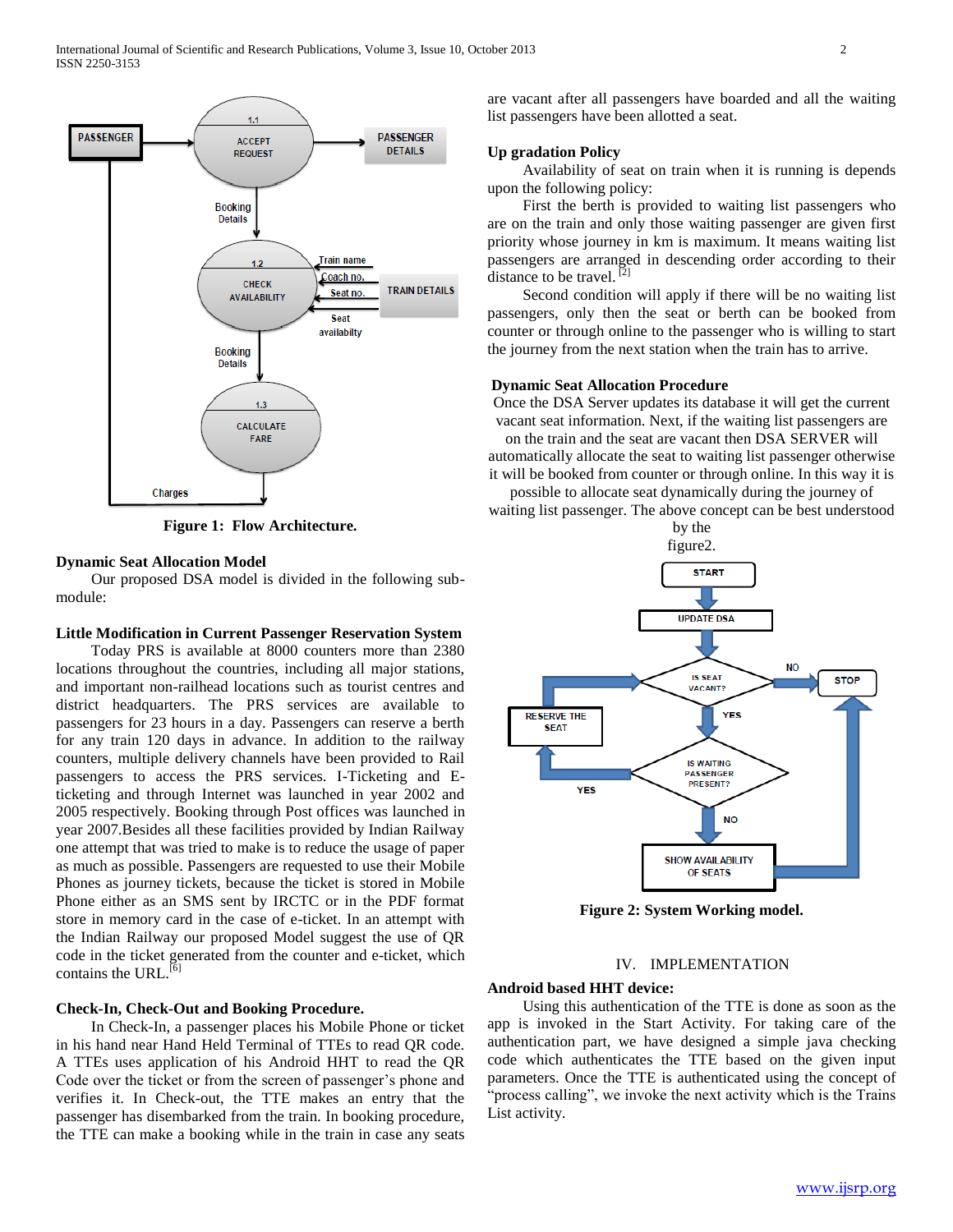Figure 1: Flow Architecture.

**Dynamic Seat Allocation Model**

Our proposed DSA model is divided in the following sub-module:

**Little Modification in Current Passenger Reservation System**

Today PRS is available at 8000 counters more than 2380 locations throughout the countries, including all major stations, and important non-railhead locations such as tourist centres and district headquarters. The PRS services are available to passengers for 23 hours in a day. Passengers can reserve a berth for any train 120 days in advance. In addition to the railway counters, multiple delivery channels have been provided to Rail passengers to access the PRS services. I-Ticketing and E-ticketing and through Internet was launched in year 2002 and 2005 respectively. Booking through Post offices was launched in year 2007.Besides all these facilities provided by Indian Railway one attempt that was tried to make is to reduce the usage of paper as much as possible. Passengers are requested to use their Mobile Phones as journey tickets, because the ticket is stored in Mobile Phone either as an SMS sent by IRCTC or in the PDF format store in memory card in the case of e-ticket. In an attempt with the Indian Railway our proposed Model suggest the use of QR code in the ticket generated from the counter and e-ticket, which contains the URL.[6]

**Check-In, Check-Out and Booking Procedure.**

In Check-In, a passenger places his Mobile Phone or ticket in his hand near Hand Held Terminal of TTEs to read QR code. A TTEs uses application of his Android HHT to read the QR Code over the ticket or from the screen of passenger's phone and verifies it. In Check-out, the TTE makes an entry that the passenger has disembarked from the train. In booking procedure, the TTE can make a booking while in the train in case any seats are vacant after all passengers have boarded and all the waiting list passengers have been allotted a seat.

**Up gradation Policy**

Availability of seat on train when it is running is depends upon the following policy:

First the berth is provided to waiting list passengers who are on the train and only those waiting passenger are given first priority whose journey in km is maximum. It means waiting list passengers are arranged in descending order according to their distance to be travel. [2]

Second condition will apply if there will be no waiting list passengers, only then the seat or berth can be booked from counter or through online to the passenger who is willing to start the journey from the next station when the train has to arrive.

**Dynamic Seat Allocation Procedure**

Once the DSA Server updates its database it will get the current vacant seat information. Next, if the waiting list passengers are on the train and the seat are vacant then DSA SERVER will automatically allocate the seat to waiting list passenger otherwise it will be booked from counter or through online. In this way it is possible to allocate seat dynamically during the journey of waiting list passenger. The above concept can be best understood by the figure2.

Figure 2: System Working model.

## IV. IMPLEMENTATION

**Android based HHT device:**

Using this authentication of the TTE is done as soon as the app is invoked in the Start Activity. For taking care of the authentication part, we have designed a simple java checking code which authenticates the TTE based on the given input parameters. Once the TTE is authenticated using the concept of "process calling", we invoke the next activity which is the Trains List activity.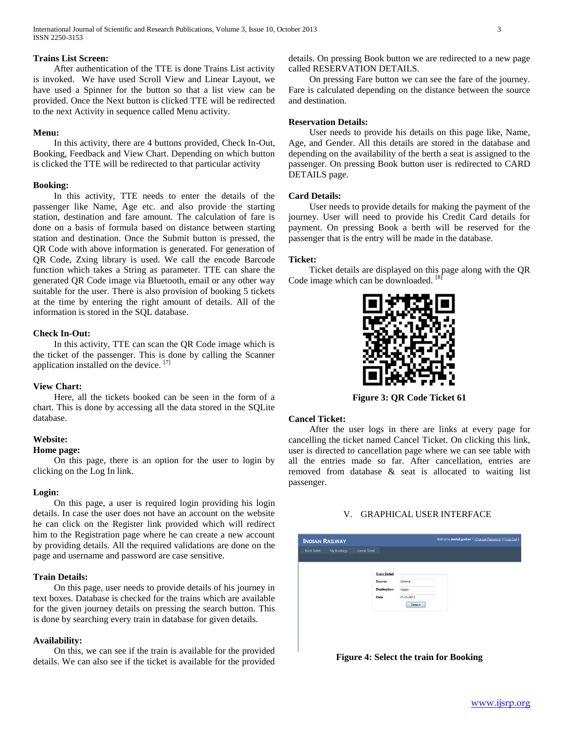**Trains List Screen:**

After authentication of the TTE is done Trains List activity is invoked. We have used Scroll View and Linear Layout, we have used a Spinner for the button so that a list view can be provided. Once the Next button is clicked TTE will be redirected to the next Activity in sequence called Menu activity.

**Menu:**

In this activity, there are 4 buttons provided, Check In-Out, Booking, Feedback and View Chart. Depending on which button is clicked the TTE will be redirected to that particular activity

**Booking:**

In this activity, TTE needs to enter the details of the passenger like Name, Age etc. and also provide the starting station, destination and fare amount. The calculation of fare is done on a basis of formula based on distance between starting station and destination. Once the Submit button is pressed, the QR Code with above information is generated. For generation of QR Code, Zxing library is used. We call the encode Barcode function which takes a String as parameter. TTE can share the generated QR Code image via Bluetooth, email or any other way suitable for the user. There is also provision of booking 5 tickets at the time by entering the right amount of details. All of the information is stored in the SQL database.

**Check In-Out:**

In this activity, TTE can scan the QR Code image which is the ticket of the passenger. This is done by calling the Scanner application installed on the device. [7]

**View Chart:**

Here, all the tickets booked can be seen in the form of a chart. This is done by accessing all the data stored in the SQLite database.

**Website:**

**Home page:**

On this page, there is an option for the user to login by clicking on the Log In link.

**Login:**

On this page, a user is required login providing his login details. In case the user does not have an account on the website he can click on the Register link provided which will redirect him to the Registration page where he can create a new account by providing details. All the required validations are done on the page and username and password are case sensitive.

**Train Details:**

On this page, user needs to provide details of his journey in text boxes. Database is checked for the trains which are available for the given journey details on pressing the search button. This is done by searching every train in database for given details.

**Availability:**

On this, we can see if the train is available for the provided details. We can also see if the ticket is available for the provided details. On pressing Book button we are redirected to a new page called RESERVATION DETAILS.

On pressing Fare button we can see the fare of the journey. Fare is calculated depending on the distance between the source and destination.

**Reservation Details:**

User needs to provide his details on this page like, Name, Age, and Gender. All this details are stored in the database and depending on the availability of the berth a seat is assigned to the passenger. On pressing Book button user is redirected to CARD DETAILS page.

**Card Details:**

User needs to provide details for making the payment of the journey. User will need to provide his Credit Card details for payment. On pressing Book a berth will be reserved for the passenger that is the entry will be made in the database.

**Ticket:**

Ticket details are displayed on this page along with the QR Code image which can be downloaded. [8]

**Figure 3: QR Code Ticket 61**

**Cancel Ticket:**

After the user logs in there are links at every page for cancelling the ticket named Cancel Ticket. On clicking this link, user is directed to cancellation page where we can see table with all the entries made so far. After cancellation, entries are removed from database & seat is allocated to waiting list passenger.

## V. GRAPHICAL USER INTERFACE

**Figure 4: Select the train for Booking**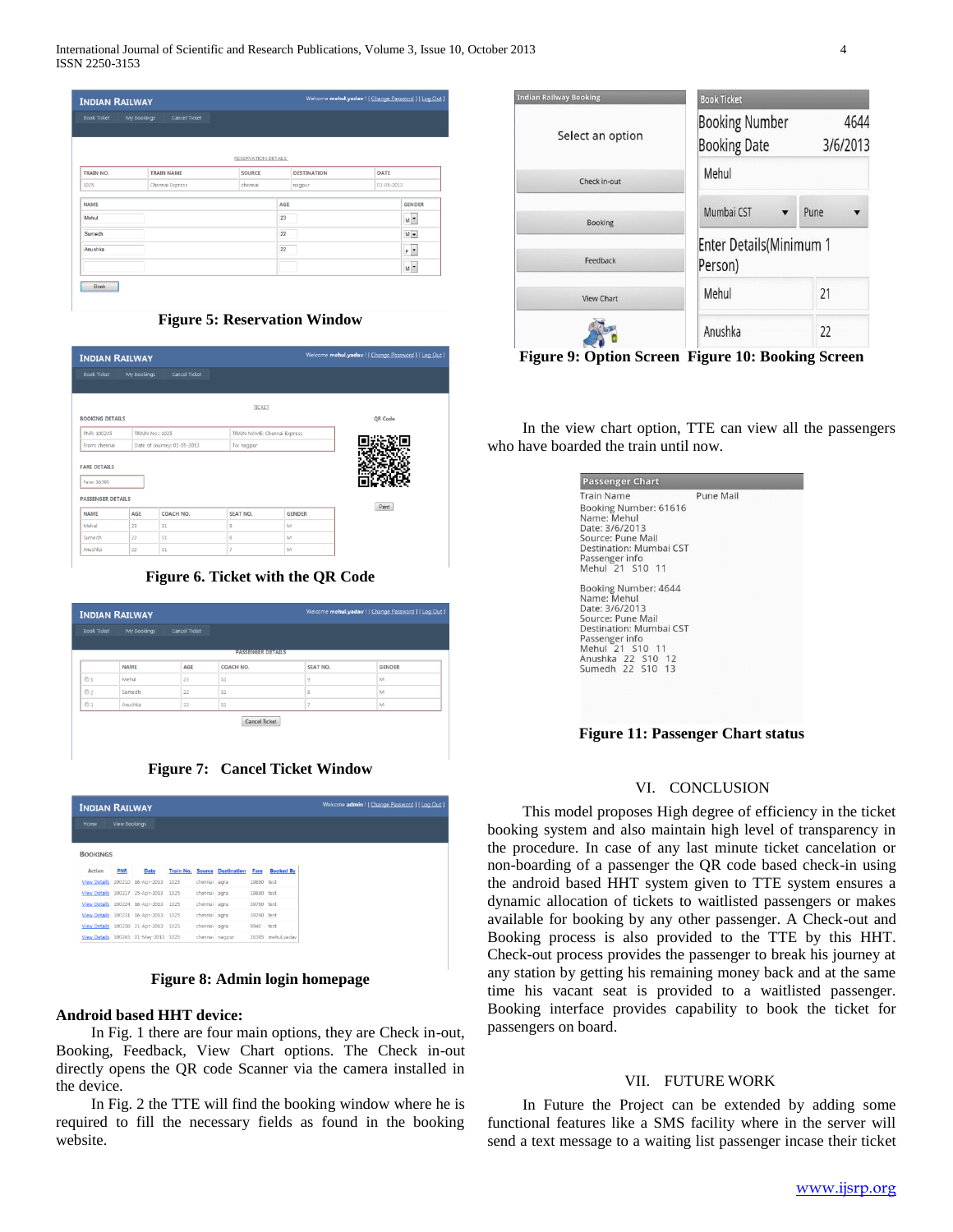Figure 5: Reservation Window

Figure 6. Ticket with the QR Code

Figure 7: Cancel Ticket Window

Figure 8: Admin login homepage

### Android based HHT device:

In Fig. 1 there are four main options, they are Check in-out, Booking, Feedback, View Chart options. The Check in-out directly opens the QR code Scanner via the camera installed in the device.

In Fig. 2 the TTE will find the booking window where he is required to fill the necessary fields as found in the booking website.

Figure 9: Option Screen Figure 10: Booking Screen

In the view chart option, TTE can view all the passengers who have boarded the train until now.

Figure 11: Passenger Chart status

## VI. CONCLUSION

This model proposes High degree of efficiency in the ticket booking system and also maintain high level of transparency in the procedure. In case of any last minute ticket cancelation or non-boarding of a passenger the QR code based check-in using the android based HHT system given to TTE system ensures a dynamic allocation of tickets to waitlisted passengers or makes available for booking by any other passenger. A Check-out and Booking process is also provided to the TTE by this HHT. Check-out process provides the passenger to break his journey at any station by getting his remaining money back and at the same time his vacant seat is provided to a waitlisted passenger. Booking interface provides capability to book the ticket for passengers on board.

## VII. FUTURE WORK

In Future the Project can be extended by adding some functional features like a SMS facility where in the server will send a text message to a waiting list passenger incase their ticket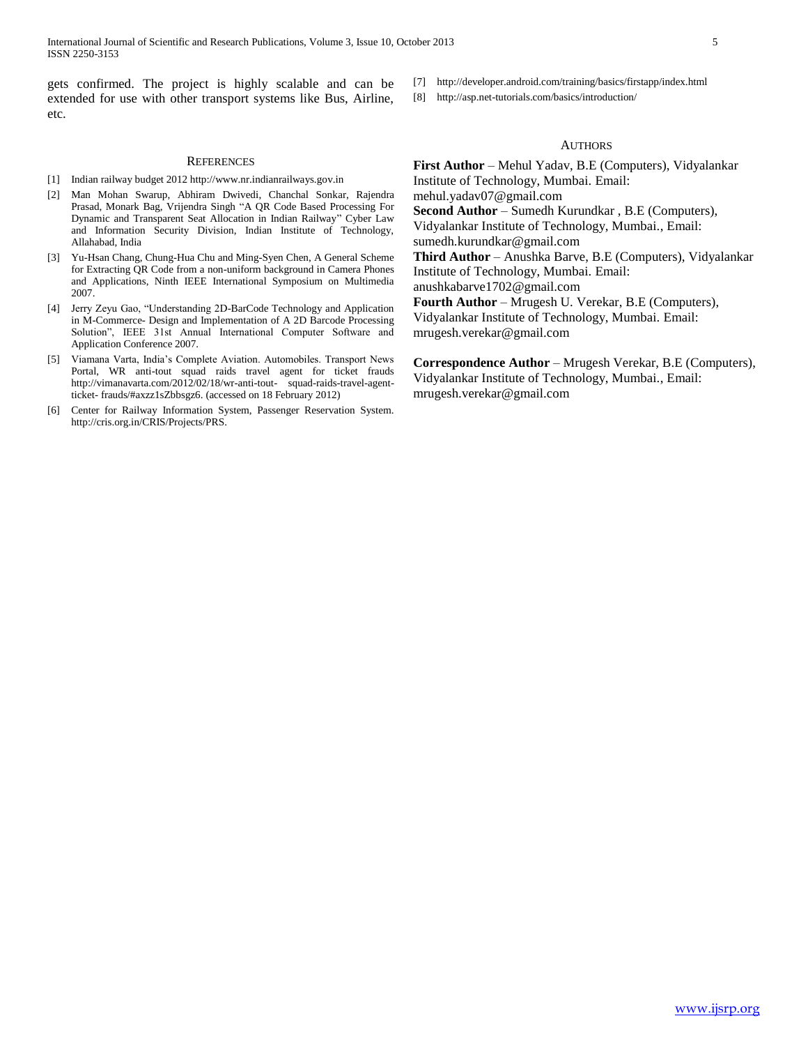gets confirmed. The project is highly scalable and can be extended for use with other transport systems like Bus, Airline, etc.

## References

[1] Indian railway budget 2012 http://www.nr.indianrailways.gov.in

[2] Man Mohan Swarup, Abhiram Dwivedi, Chanchal Sonkar, Rajendra Prasad, Monark Bag, Vrijendra Singh "A QR Code Based Processing For Dynamic and Transparent Seat Allocation in Indian Railway" Cyber Law and Information Security Division, Indian Institute of Technology, Allahabad, India

[3] Yu-Hsan Chang, Chung-Hua Chu and Ming-Syen Chen, A General Scheme for Extracting QR Code from a non-uniform background in Camera Phones and Applications, Ninth IEEE International Symposium on Multimedia 2007.

[4] Jerry Zeyu Gao, "Understanding 2D-BarCode Technology and Application in M-Commerce- Design and Implementation of A 2D Barcode Processing Solution", IEEE 31st Annual International Computer Software and Application Conference 2007.

[5] Viamana Varta, India's Complete Aviation. Automobiles. Transport News Portal, WR anti-tout squad raids travel agent for ticket frauds http://vimanavarta.com/2012/02/18/wr-anti-tout- squad-raids-travel-agent-ticket- frauds/#axzz1sZbbsgz6. (accessed on 18 February 2012)

[6] Center for Railway Information System, Passenger Reservation System. http://cris.org.in/CRIS/Projects/PRS.

[7] http://developer.android.com/training/basics/firstapp/index.html

[8] http://asp.net-tutorials.com/basics/introduction/

## Authors

**First Author** – Mehul Yadav, B.E (Computers), Vidyalankar Institute of Technology, Mumbai. Email: mehul.yadav07@gmail.com

**Second Author** – Sumedh Kurundkar , B.E (Computers), Vidyalankar Institute of Technology, Mumbai., Email: sumedh.kurundkar@gmail.com

**Third Author** – Anushka Barve, B.E (Computers), Vidyalankar Institute of Technology, Mumbai. Email: anushkabarve1702@gmail.com

**Fourth Author** – Mrugesh U. Verekar, B.E (Computers), Vidyalankar Institute of Technology, Mumbai. Email: mrugesh.verekar@gmail.com

**Correspondence Author** – Mrugesh Verekar, B.E (Computers), Vidyalankar Institute of Technology, Mumbai., Email: mrugesh.verekar@gmail.com